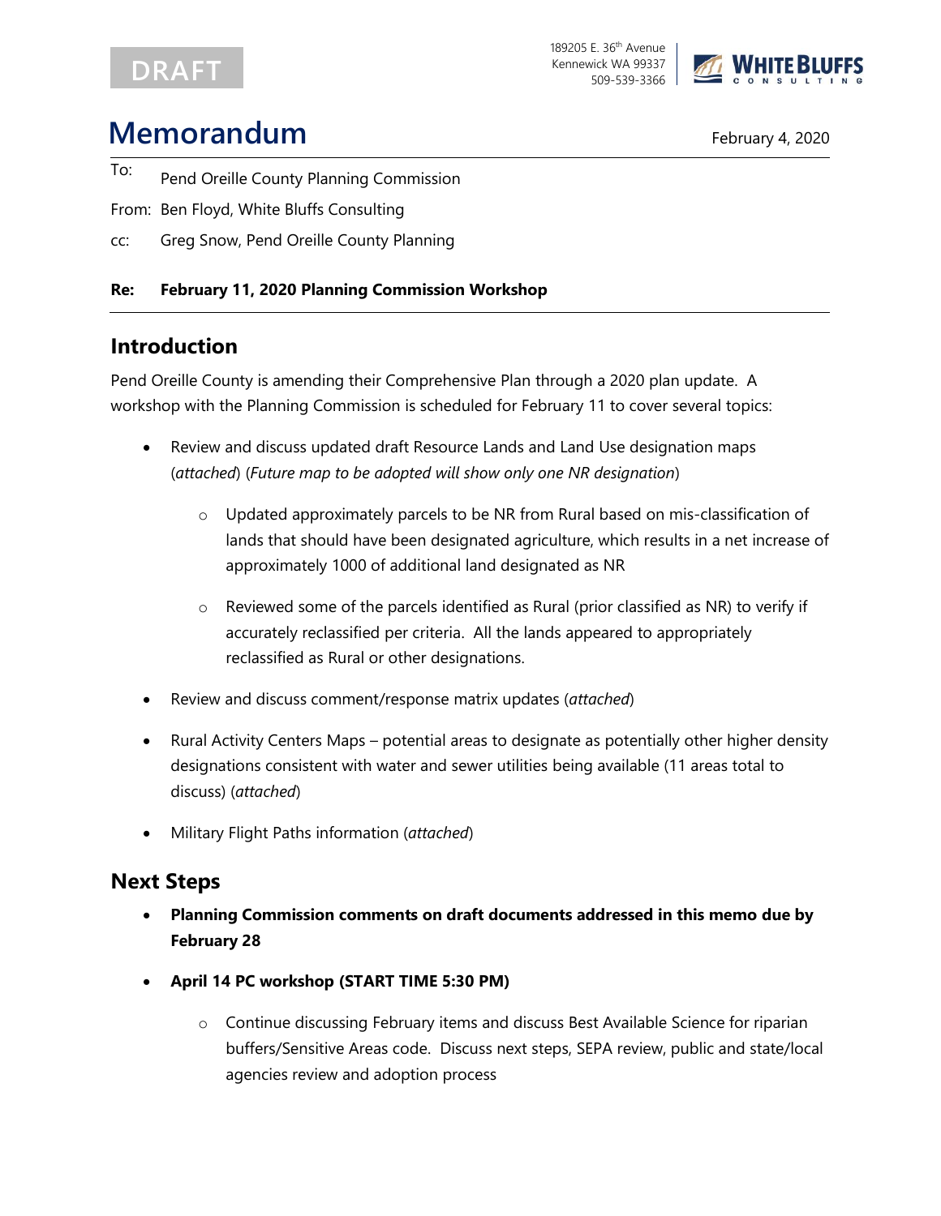DRAFT

189205 E. 36th Avenue
Kennewick WA 99337
509-539-3366

WHITE BLUFFS CONSULTING

# Memorandum

February 4, 2020

To: Pend Oreille County Planning Commission

From: Ben Floyd, White Bluffs Consulting

cc: Greg Snow, Pend Oreille County Planning

**Re: February 11, 2020 Planning Commission Workshop**

## Introduction

Pend Oreille County is amending their Comprehensive Plan through a 2020 plan update. A workshop with the Planning Commission is scheduled for February 11 to cover several topics:

- Review and discuss updated draft Resource Lands and Land Use designation maps (*attached*) (*Future map to be adopted will show only one NR designation*)
  - Updated approximately parcels to be NR from Rural based on mis-classification of lands that should have been designated agriculture, which results in a net increase of approximately 1000 of additional land designated as NR
  - Reviewed some of the parcels identified as Rural (prior classified as NR) to verify if accurately reclassified per criteria. All the lands appeared to appropriately reclassified as Rural or other designations.
- Review and discuss comment/response matrix updates (*attached*)
- Rural Activity Centers Maps – potential areas to designate as potentially other higher density designations consistent with water and sewer utilities being available (11 areas total to discuss) (*attached*)
- Military Flight Paths information (*attached*)

## Next Steps

- **Planning Commission comments on draft documents addressed in this memo due by February 28**
- **April 14 PC workshop (START TIME 5:30 PM)**
  - Continue discussing February items and discuss Best Available Science for riparian buffers/Sensitive Areas code. Discuss next steps, SEPA review, public and state/local agencies review and adoption process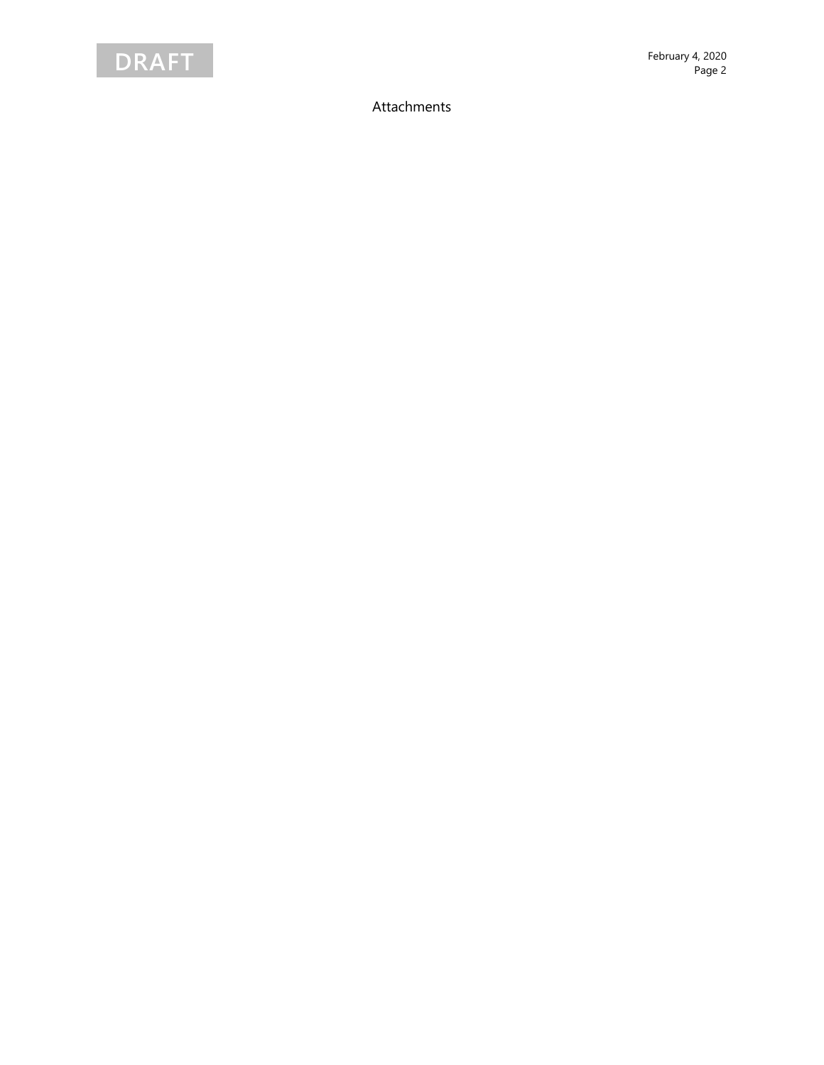Attachments